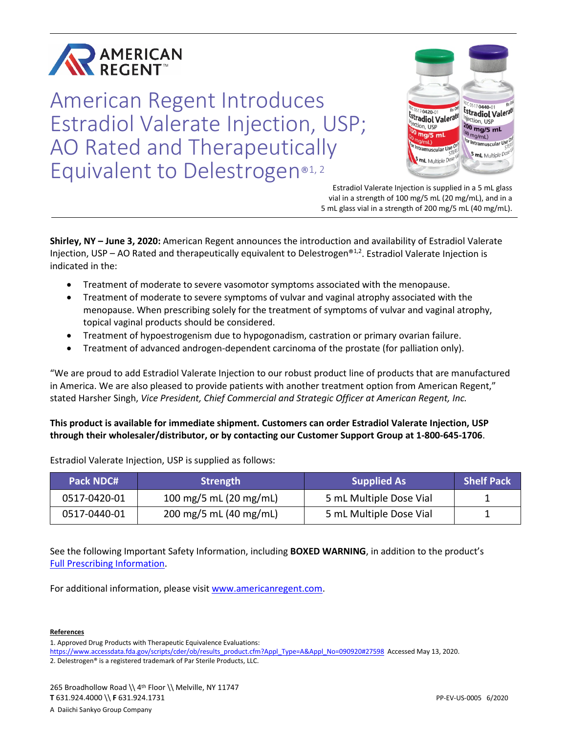AMERICAN REGENT™

# American Regent Introduces Estradiol Valerate Injection, USP; AO Rated and Therapeutically Equivalent to Delestrogen®[1, 2]

Estradiol Valerate Injection is supplied in a 5 mL glass vial in a strength of 100 mg/5 mL (20 mg/mL), and in a 5 mL glass vial in a strength of 200 mg/5 mL (40 mg/mL).

**Shirley, NY – June 3, 2020:** American Regent announces the introduction and availability of Estradiol Valerate Injection, USP – AO Rated and therapeutically equivalent to Delestrogen®[1,2]. Estradiol Valerate Injection is indicated in the:

- Treatment of moderate to severe vasomotor symptoms associated with the menopause.
- Treatment of moderate to severe symptoms of vulvar and vaginal atrophy associated with the menopause. When prescribing solely for the treatment of symptoms of vulvar and vaginal atrophy, topical vaginal products should be considered.
- Treatment of hypoestrogenism due to hypogonadism, castration or primary ovarian failure.
- Treatment of advanced androgen-dependent carcinoma of the prostate (for palliation only).

"We are proud to add Estradiol Valerate Injection to our robust product line of products that are manufactured in America. We are also pleased to provide patients with another treatment option from American Regent," stated Harsher Singh, *Vice President, Chief Commercial and Strategic Officer at American Regent, Inc.*

**This product is available for immediate shipment. Customers can order Estradiol Valerate Injection, USP through their wholesaler/distributor, or by contacting our Customer Support Group at 1-800-645-1706**.

Estradiol Valerate Injection, USP is supplied as follows:

| Pack NDC# | Strength | Supplied As | Shelf Pack |
|---|---|---|---|
| 0517-0420-01 | 100 mg/5 mL (20 mg/mL) | 5 mL Multiple Dose Vial | 1 |
| 0517-0440-01 | 200 mg/5 mL (40 mg/mL) | 5 mL Multiple Dose Vial | 1 |

See the following Important Safety Information, including **BOXED WARNING**, in addition to the product's Full Prescribing Information.

For additional information, please visit www.americanregent.com.

**References**

1. Approved Drug Products with Therapeutic Equivalence Evaluations: https://www.accessdata.fda.gov/scripts/cder/ob/results_product.cfm?Appl_Type=A&Appl_No=090920#27598 Accessed May 13, 2020.
2. Delestrogen® is a registered trademark of Par Sterile Products, LLC.

265 Broadhollow Road \\ 4th Floor \\ Melville, NY 11747
**T** 631.924.4000 \\ **F** 631.924.1731
A Daiichi Sankyo Group Company

PP-EV-US-0005 6/2020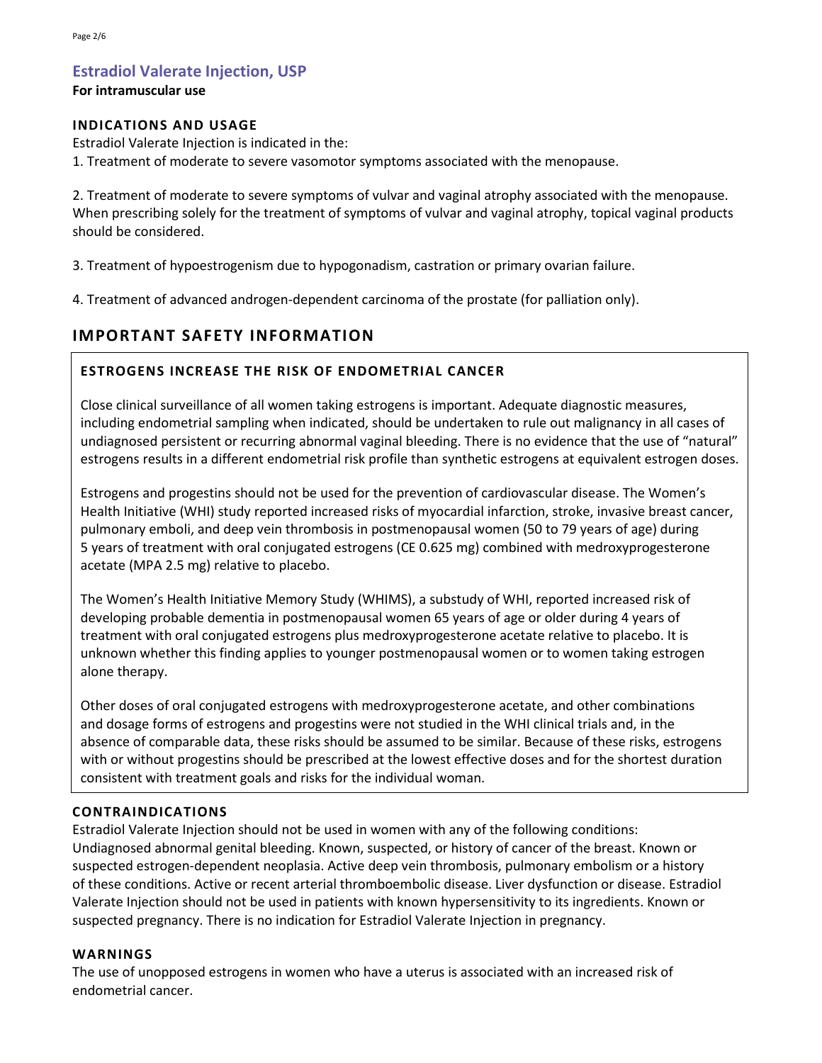## Estradiol Valerate Injection, USP

**For intramuscular use**

### INDICATIONS AND USAGE

Estradiol Valerate Injection is indicated in the:

1. Treatment of moderate to severe vasomotor symptoms associated with the menopause.

2. Treatment of moderate to severe symptoms of vulvar and vaginal atrophy associated with the menopause. When prescribing solely for the treatment of symptoms of vulvar and vaginal atrophy, topical vaginal products should be considered.

3. Treatment of hypoestrogenism due to hypogonadism, castration or primary ovarian failure.

4. Treatment of advanced androgen-dependent carcinoma of the prostate (for palliation only).

## IMPORTANT SAFETY INFORMATION

### ESTROGENS INCREASE THE RISK OF ENDOMETRIAL CANCER

Close clinical surveillance of all women taking estrogens is important. Adequate diagnostic measures, including endometrial sampling when indicated, should be undertaken to rule out malignancy in all cases of undiagnosed persistent or recurring abnormal vaginal bleeding. There is no evidence that the use of "natural" estrogens results in a different endometrial risk profile than synthetic estrogens at equivalent estrogen doses.

Estrogens and progestins should not be used for the prevention of cardiovascular disease. The Women's Health Initiative (WHI) study reported increased risks of myocardial infarction, stroke, invasive breast cancer, pulmonary emboli, and deep vein thrombosis in postmenopausal women (50 to 79 years of age) during 5 years of treatment with oral conjugated estrogens (CE 0.625 mg) combined with medroxyprogesterone acetate (MPA 2.5 mg) relative to placebo.

The Women's Health Initiative Memory Study (WHIMS), a substudy of WHI, reported increased risk of developing probable dementia in postmenopausal women 65 years of age or older during 4 years of treatment with oral conjugated estrogens plus medroxyprogesterone acetate relative to placebo. It is unknown whether this finding applies to younger postmenopausal women or to women taking estrogen alone therapy.

Other doses of oral conjugated estrogens with medroxyprogesterone acetate, and other combinations and dosage forms of estrogens and progestins were not studied in the WHI clinical trials and, in the absence of comparable data, these risks should be assumed to be similar. Because of these risks, estrogens with or without progestins should be prescribed at the lowest effective doses and for the shortest duration consistent with treatment goals and risks for the individual woman.

### CONTRAINDICATIONS

Estradiol Valerate Injection should not be used in women with any of the following conditions: Undiagnosed abnormal genital bleeding. Known, suspected, or history of cancer of the breast. Known or suspected estrogen-dependent neoplasia. Active deep vein thrombosis, pulmonary embolism or a history of these conditions. Active or recent arterial thromboembolic disease. Liver dysfunction or disease. Estradiol Valerate Injection should not be used in patients with known hypersensitivity to its ingredients. Known or suspected pregnancy. There is no indication for Estradiol Valerate Injection in pregnancy.

### WARNINGS

The use of unopposed estrogens in women who have a uterus is associated with an increased risk of endometrial cancer.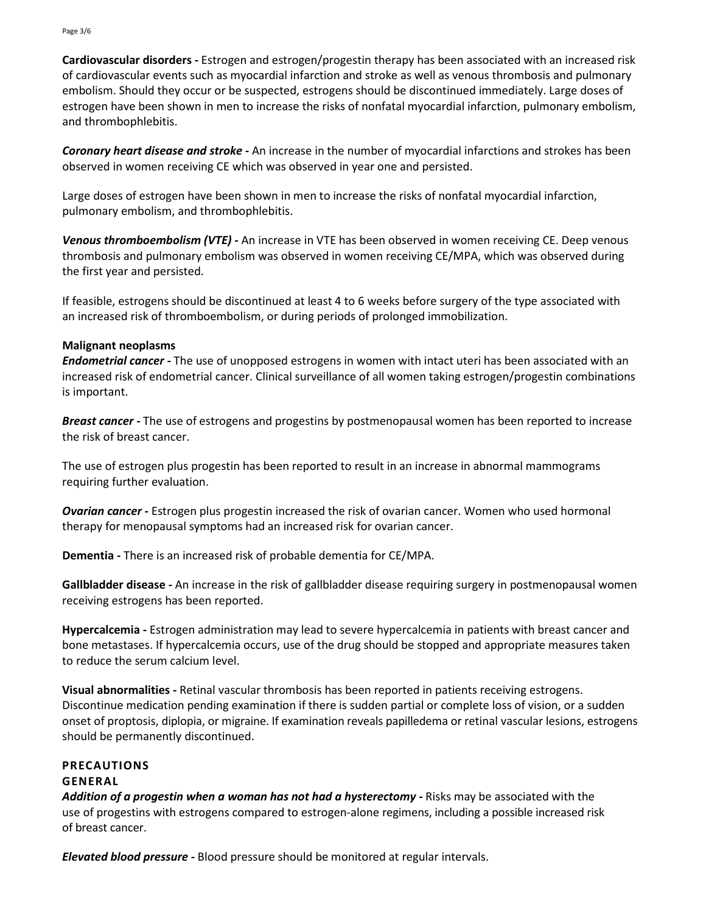**Cardiovascular disorders -** Estrogen and estrogen/progestin therapy has been associated with an increased risk of cardiovascular events such as myocardial infarction and stroke as well as venous thrombosis and pulmonary embolism. Should they occur or be suspected, estrogens should be discontinued immediately. Large doses of estrogen have been shown in men to increase the risks of nonfatal myocardial infarction, pulmonary embolism, and thrombophlebitis.

***Coronary heart disease and stroke -*** An increase in the number of myocardial infarctions and strokes has been observed in women receiving CE which was observed in year one and persisted.

Large doses of estrogen have been shown in men to increase the risks of nonfatal myocardial infarction, pulmonary embolism, and thrombophlebitis.

***Venous thromboembolism (VTE) -*** An increase in VTE has been observed in women receiving CE. Deep venous thrombosis and pulmonary embolism was observed in women receiving CE/MPA, which was observed during the first year and persisted.

If feasible, estrogens should be discontinued at least 4 to 6 weeks before surgery of the type associated with an increased risk of thromboembolism, or during periods of prolonged immobilization.

**Malignant neoplasms**

***Endometrial cancer -*** The use of unopposed estrogens in women with intact uteri has been associated with an increased risk of endometrial cancer. Clinical surveillance of all women taking estrogen/progestin combinations is important.

***Breast cancer -*** The use of estrogens and progestins by postmenopausal women has been reported to increase the risk of breast cancer.

The use of estrogen plus progestin has been reported to result in an increase in abnormal mammograms requiring further evaluation.

***Ovarian cancer -*** Estrogen plus progestin increased the risk of ovarian cancer. Women who used hormonal therapy for menopausal symptoms had an increased risk for ovarian cancer.

**Dementia -** There is an increased risk of probable dementia for CE/MPA.

**Gallbladder disease -** An increase in the risk of gallbladder disease requiring surgery in postmenopausal women receiving estrogens has been reported.

**Hypercalcemia -** Estrogen administration may lead to severe hypercalcemia in patients with breast cancer and bone metastases. If hypercalcemia occurs, use of the drug should be stopped and appropriate measures taken to reduce the serum calcium level.

**Visual abnormalities -** Retinal vascular thrombosis has been reported in patients receiving estrogens. Discontinue medication pending examination if there is sudden partial or complete loss of vision, or a sudden onset of proptosis, diplopia, or migraine. If examination reveals papilledema or retinal vascular lesions, estrogens should be permanently discontinued.

## PRECAUTIONS

### GENERAL

***Addition of a progestin when a woman has not had a hysterectomy -*** Risks may be associated with the use of progestins with estrogens compared to estrogen-alone regimens, including a possible increased risk of breast cancer.

***Elevated blood pressure -*** Blood pressure should be monitored at regular intervals.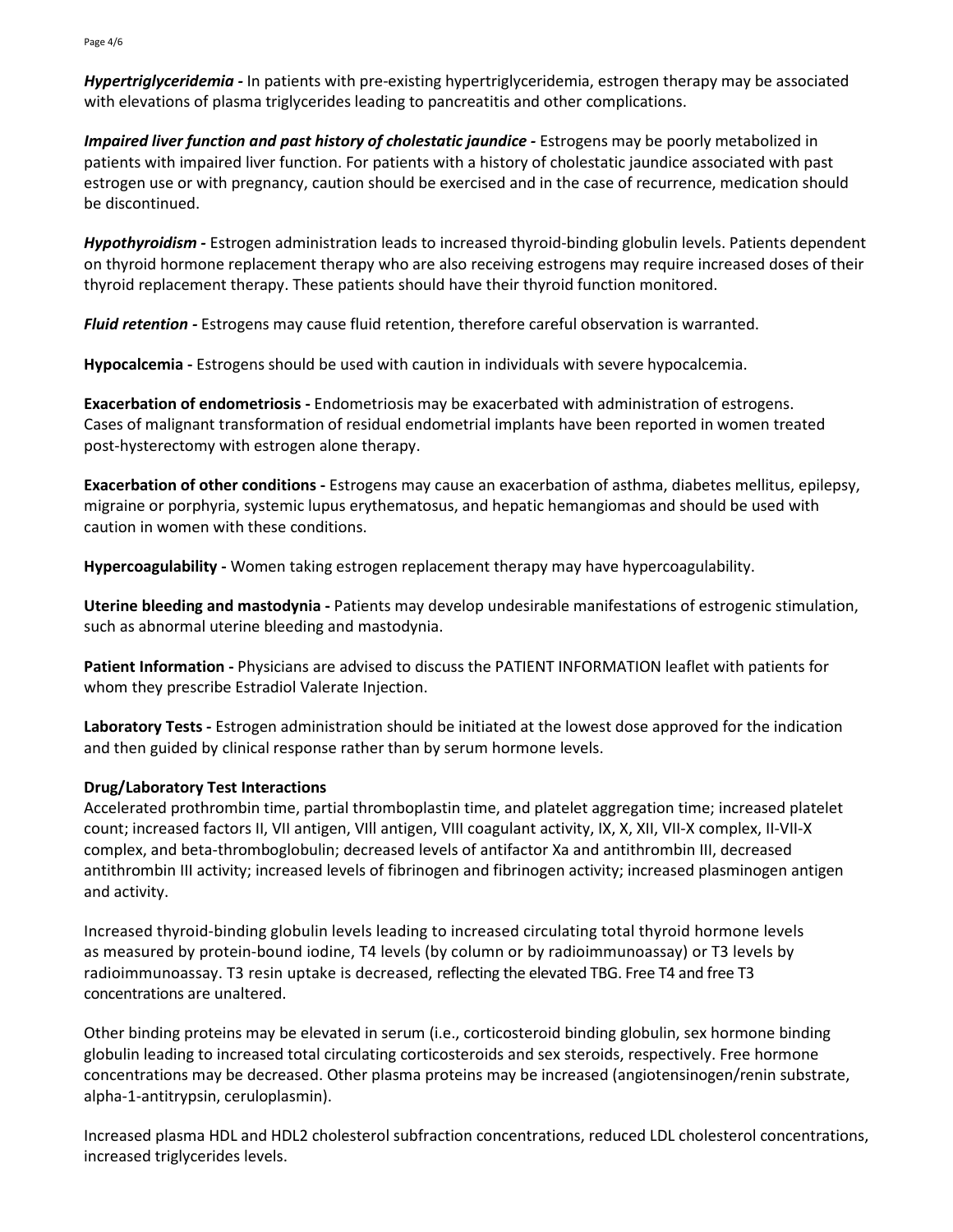***Hypertriglyceridemia -*** In patients with pre-existing hypertriglyceridemia, estrogen therapy may be associated with elevations of plasma triglycerides leading to pancreatitis and other complications.

***Impaired liver function and past history of cholestatic jaundice -*** Estrogens may be poorly metabolized in patients with impaired liver function. For patients with a history of cholestatic jaundice associated with past estrogen use or with pregnancy, caution should be exercised and in the case of recurrence, medication should be discontinued.

***Hypothyroidism -*** Estrogen administration leads to increased thyroid-binding globulin levels. Patients dependent on thyroid hormone replacement therapy who are also receiving estrogens may require increased doses of their thyroid replacement therapy. These patients should have their thyroid function monitored.

***Fluid retention -*** Estrogens may cause fluid retention, therefore careful observation is warranted.

**Hypocalcemia -** Estrogens should be used with caution in individuals with severe hypocalcemia.

**Exacerbation of endometriosis -** Endometriosis may be exacerbated with administration of estrogens. Cases of malignant transformation of residual endometrial implants have been reported in women treated post-hysterectomy with estrogen alone therapy.

**Exacerbation of other conditions -** Estrogens may cause an exacerbation of asthma, diabetes mellitus, epilepsy, migraine or porphyria, systemic lupus erythematosus, and hepatic hemangiomas and should be used with caution in women with these conditions.

**Hypercoagulability -** Women taking estrogen replacement therapy may have hypercoagulability.

**Uterine bleeding and mastodynia -** Patients may develop undesirable manifestations of estrogenic stimulation, such as abnormal uterine bleeding and mastodynia.

**Patient Information -** Physicians are advised to discuss the PATIENT INFORMATION leaflet with patients for whom they prescribe Estradiol Valerate Injection.

**Laboratory Tests -** Estrogen administration should be initiated at the lowest dose approved for the indication and then guided by clinical response rather than by serum hormone levels.

**Drug/Laboratory Test Interactions**

Accelerated prothrombin time, partial thromboplastin time, and platelet aggregation time; increased platelet count; increased factors II, VII antigen, VIII antigen, VIII coagulant activity, IX, X, XII, VII-X complex, II-VII-X complex, and beta-thromboglobulin; decreased levels of antifactor Xa and antithrombin III, decreased antithrombin III activity; increased levels of fibrinogen and fibrinogen activity; increased plasminogen antigen and activity.

Increased thyroid-binding globulin levels leading to increased circulating total thyroid hormone levels as measured by protein-bound iodine, T4 levels (by column or by radioimmunoassay) or T3 levels by radioimmunoassay. T3 resin uptake is decreased, reflecting the elevated TBG. Free T4 and free T3 concentrations are unaltered.

Other binding proteins may be elevated in serum (i.e., corticosteroid binding globulin, sex hormone binding globulin leading to increased total circulating corticosteroids and sex steroids, respectively. Free hormone concentrations may be decreased. Other plasma proteins may be increased (angiotensinogen/renin substrate, alpha-1-antitrypsin, ceruloplasmin).

Increased plasma HDL and HDL2 cholesterol subfraction concentrations, reduced LDL cholesterol concentrations, increased triglycerides levels.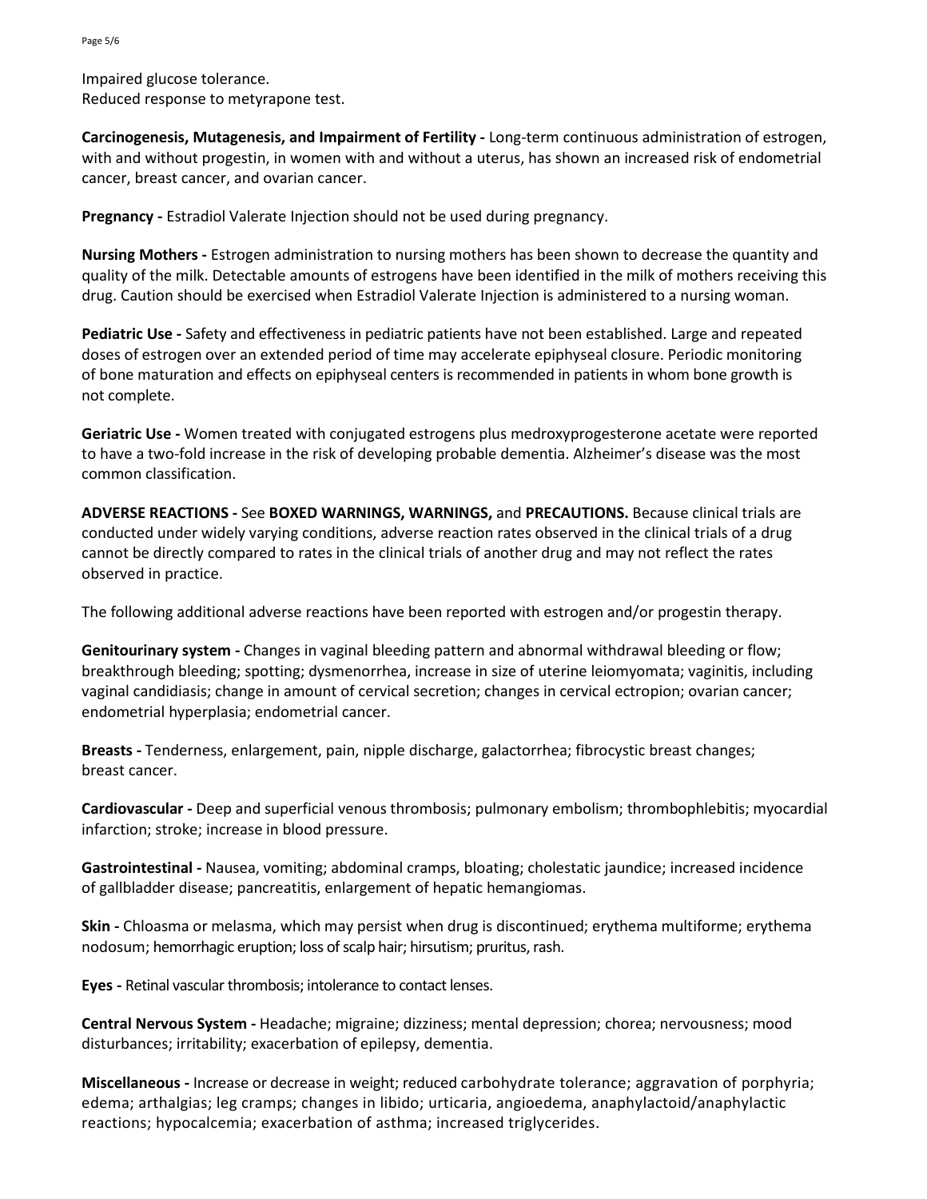Impaired glucose tolerance.
Reduced response to metyrapone test.

**Carcinogenesis, Mutagenesis, and Impairment of Fertility -** Long-term continuous administration of estrogen, with and without progestin, in women with and without a uterus, has shown an increased risk of endometrial cancer, breast cancer, and ovarian cancer.

**Pregnancy -** Estradiol Valerate Injection should not be used during pregnancy.

**Nursing Mothers -** Estrogen administration to nursing mothers has been shown to decrease the quantity and quality of the milk. Detectable amounts of estrogens have been identified in the milk of mothers receiving this drug. Caution should be exercised when Estradiol Valerate Injection is administered to a nursing woman.

**Pediatric Use -** Safety and effectiveness in pediatric patients have not been established. Large and repeated doses of estrogen over an extended period of time may accelerate epiphyseal closure. Periodic monitoring of bone maturation and effects on epiphyseal centers is recommended in patients in whom bone growth is not complete.

**Geriatric Use -** Women treated with conjugated estrogens plus medroxyprogesterone acetate were reported to have a two-fold increase in the risk of developing probable dementia. Alzheimer's disease was the most common classification.

**ADVERSE REACTIONS -** See **BOXED WARNINGS, WARNINGS,** and **PRECAUTIONS.** Because clinical trials are conducted under widely varying conditions, adverse reaction rates observed in the clinical trials of a drug cannot be directly compared to rates in the clinical trials of another drug and may not reflect the rates observed in practice.

The following additional adverse reactions have been reported with estrogen and/or progestin therapy.

**Genitourinary system -** Changes in vaginal bleeding pattern and abnormal withdrawal bleeding or flow; breakthrough bleeding; spotting; dysmenorrhea, increase in size of uterine leiomyomata; vaginitis, including vaginal candidiasis; change in amount of cervical secretion; changes in cervical ectropion; ovarian cancer; endometrial hyperplasia; endometrial cancer.

**Breasts -** Tenderness, enlargement, pain, nipple discharge, galactorrhea; fibrocystic breast changes; breast cancer.

**Cardiovascular -** Deep and superficial venous thrombosis; pulmonary embolism; thrombophlebitis; myocardial infarction; stroke; increase in blood pressure.

**Gastrointestinal -** Nausea, vomiting; abdominal cramps, bloating; cholestatic jaundice; increased incidence of gallbladder disease; pancreatitis, enlargement of hepatic hemangiomas.

**Skin -** Chloasma or melasma, which may persist when drug is discontinued; erythema multiforme; erythema nodosum; hemorrhagic eruption; loss of scalp hair; hirsutism; pruritus, rash.

**Eyes -** Retinal vascular thrombosis; intolerance to contact lenses.

**Central Nervous System -** Headache; migraine; dizziness; mental depression; chorea; nervousness; mood disturbances; irritability; exacerbation of epilepsy, dementia.

**Miscellaneous -** Increase or decrease in weight; reduced carbohydrate tolerance; aggravation of porphyria; edema; arthalgias; leg cramps; changes in libido; urticaria, angioedema, anaphylactoid/anaphylactic reactions; hypocalcemia; exacerbation of asthma; increased triglycerides.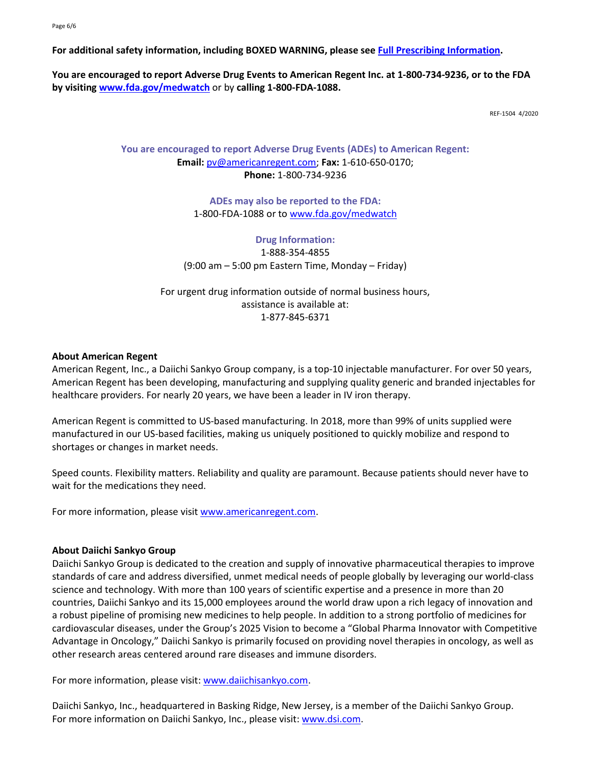**For additional safety information, including BOXED WARNING, please see [Full Prescribing Information](Full Prescribing Information).**

**You are encouraged to report Adverse Drug Events to American Regent Inc. at 1-800-734-9236, or to the FDA by visiting [www.fda.gov/medwatch](www.fda.gov/medwatch)** or by **calling 1-800-FDA-1088.**

REF-1504 4/2020

**You are encouraged to report Adverse Drug Events (ADEs) to American Regent:**
**Email:** pv@americanregent.com; **Fax:** 1-610-650-0170;
**Phone:** 1-800-734-9236

**ADEs may also be reported to the FDA:**
1-800-FDA-1088 or to www.fda.gov/medwatch

**Drug Information:**
1-888-354-4855
(9:00 am – 5:00 pm Eastern Time, Monday – Friday)

For urgent drug information outside of normal business hours,
assistance is available at:
1-877-845-6371

**About American Regent**

American Regent, Inc., a Daiichi Sankyo Group company, is a top-10 injectable manufacturer. For over 50 years, American Regent has been developing, manufacturing and supplying quality generic and branded injectables for healthcare providers. For nearly 20 years, we have been a leader in IV iron therapy.

American Regent is committed to US-based manufacturing. In 2018, more than 99% of units supplied were manufactured in our US-based facilities, making us uniquely positioned to quickly mobilize and respond to shortages or changes in market needs.

Speed counts. Flexibility matters. Reliability and quality are paramount. Because patients should never have to wait for the medications they need.

For more information, please visit www.americanregent.com.

**About Daiichi Sankyo Group**

Daiichi Sankyo Group is dedicated to the creation and supply of innovative pharmaceutical therapies to improve standards of care and address diversified, unmet medical needs of people globally by leveraging our world-class science and technology. With more than 100 years of scientific expertise and a presence in more than 20 countries, Daiichi Sankyo and its 15,000 employees around the world draw upon a rich legacy of innovation and a robust pipeline of promising new medicines to help people. In addition to a strong portfolio of medicines for cardiovascular diseases, under the Group's 2025 Vision to become a "Global Pharma Innovator with Competitive Advantage in Oncology," Daiichi Sankyo is primarily focused on providing novel therapies in oncology, as well as other research areas centered around rare diseases and immune disorders.

For more information, please visit: www.daiichisankyo.com.

Daiichi Sankyo, Inc., headquartered in Basking Ridge, New Jersey, is a member of the Daiichi Sankyo Group. For more information on Daiichi Sankyo, Inc., please visit: www.dsi.com.